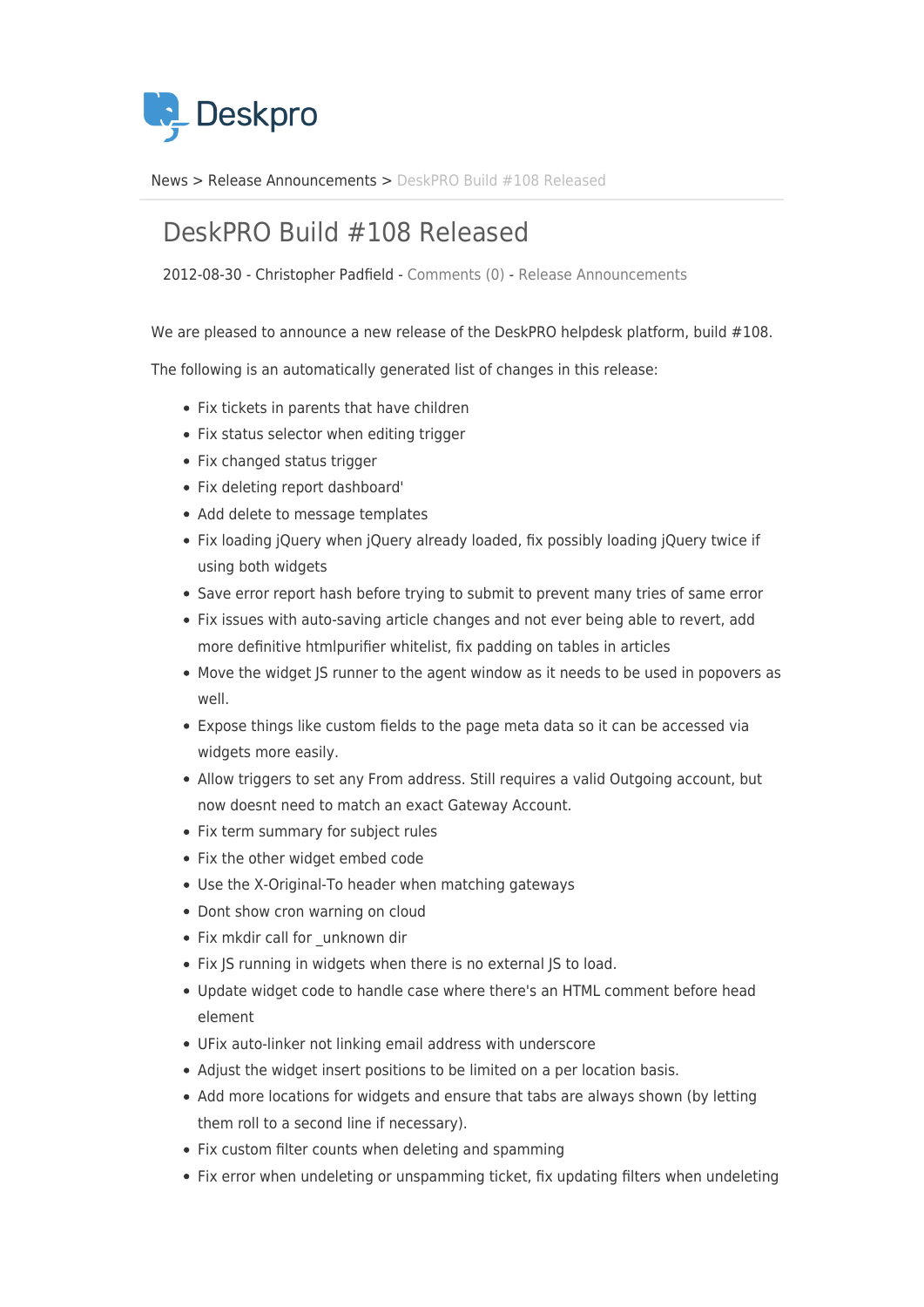News > Release Announcements > DeskPRO Build #108 Released

# DeskPRO Build #108 Released

2012-08-30 - Christopher Padfield - Comments (0) - Release Announcements

We are pleased to announce a new release of the DeskPRO helpdesk platform, build #108.

The following is an automatically generated list of changes in this release:

- Fix tickets in parents that have children
- Fix status selector when editing trigger
- Fix changed status trigger
- Fix deleting report dashboard'
- Add delete to message templates
- Fix loading jQuery when jQuery already loaded, fix possibly loading jQuery twice if using both widgets
- Save error report hash before trying to submit to prevent many tries of same error
- Fix issues with auto-saving article changes and not ever being able to revert, add more definitive htmlpurifier whitelist, fix padding on tables in articles
- Move the widget JS runner to the agent window as it needs to be used in popovers as well.
- Expose things like custom fields to the page meta data so it can be accessed via widgets more easily.
- Allow triggers to set any From address. Still requires a valid Outgoing account, but now doesnt need to match an exact Gateway Account.
- Fix term summary for subject rules
- Fix the other widget embed code
- Use the X-Original-To header when matching gateways
- Dont show cron warning on cloud
- Fix mkdir call for _unknown dir
- Fix JS running in widgets when there is no external JS to load.
- Update widget code to handle case where there's an HTML comment before head element
- UFix auto-linker not linking email address with underscore
- Adjust the widget insert positions to be limited on a per location basis.
- Add more locations for widgets and ensure that tabs are always shown (by letting them roll to a second line if necessary).
- Fix custom filter counts when deleting and spamming
- Fix error when undeleting or unspamming ticket, fix updating filters when undeleting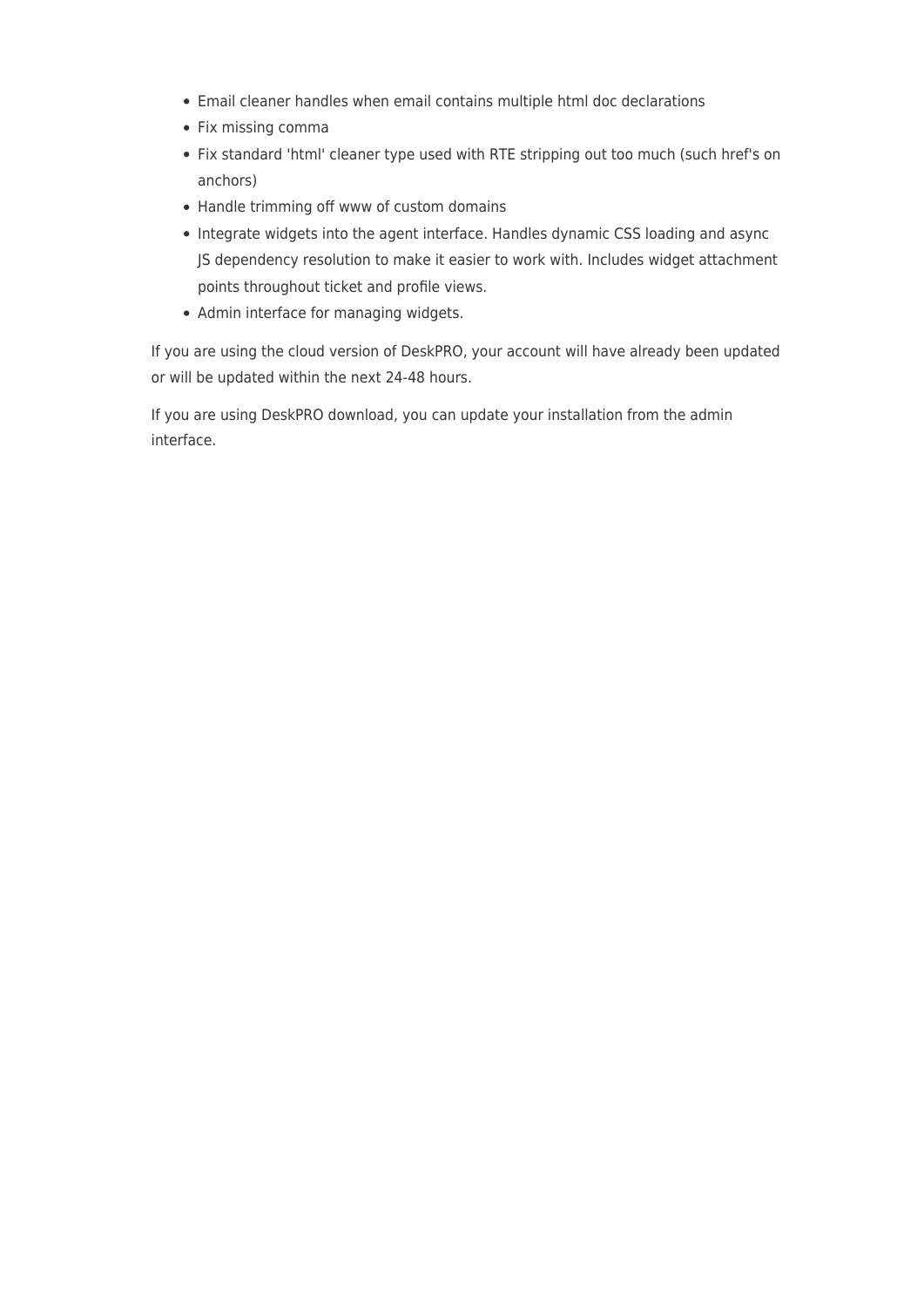- Email cleaner handles when email contains multiple html doc declarations
- Fix missing comma
- Fix standard 'html' cleaner type used with RTE stripping out too much (such href's on anchors)
- Handle trimming off www of custom domains
- Integrate widgets into the agent interface. Handles dynamic CSS loading and async JS dependency resolution to make it easier to work with. Includes widget attachment points throughout ticket and profile views.
- Admin interface for managing widgets.

If you are using the cloud version of DeskPRO, your account will have already been updated or will be updated within the next 24-48 hours.

If you are using DeskPRO download, you can update your installation from the admin interface.